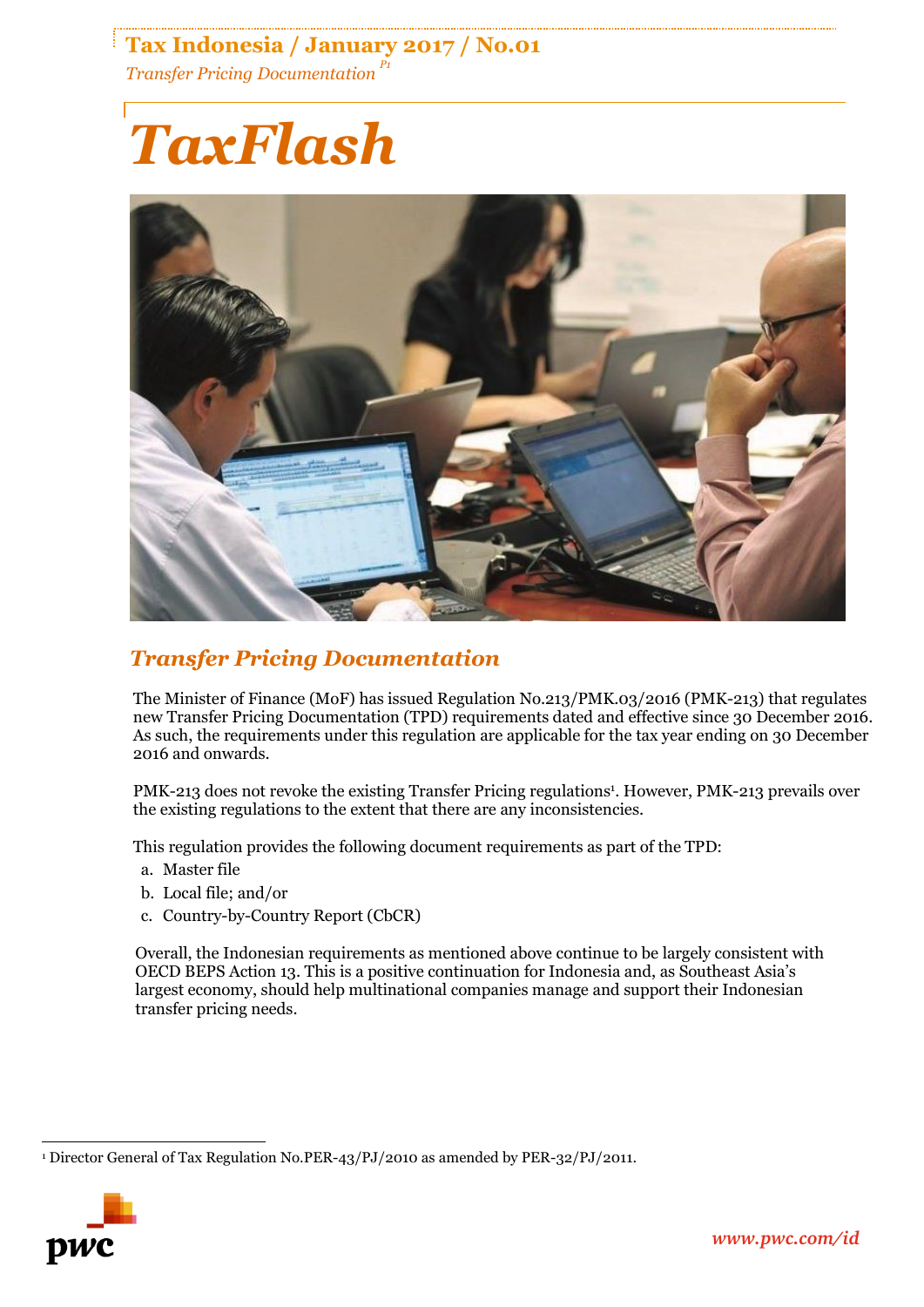# TaxFlash

## Transfer Pricing Documentation

The Minister of Finance (MoF) has issued Regulation No.213/PMK.03/2016 (PMK-213) that regulates new Transfer Pricing Documentation (TPD) requirements dated and effective since 30 December 2016. As such, the requirements under this regulation are applicable for the tax year ending on 30 December 2016 and onwards.

PMK-213 does not revoke the existing Transfer Pricing regulations[1]. However, PMK-213 prevails over the existing regulations to the extent that there are any inconsistencies.

This regulation provides the following document requirements as part of the TPD:

a. Master file
b. Local file; and/or
c. Country-by-Country Report (CbCR)

Overall, the Indonesian requirements as mentioned above continue to be largely consistent with OECD BEPS Action 13. This is a positive continuation for Indonesia and, as Southeast Asia's largest economy, should help multinational companies manage and support their Indonesian transfer pricing needs.

[1] Director General of Tax Regulation No.PER-43/PJ/2010 as amended by PER-32/PJ/2011.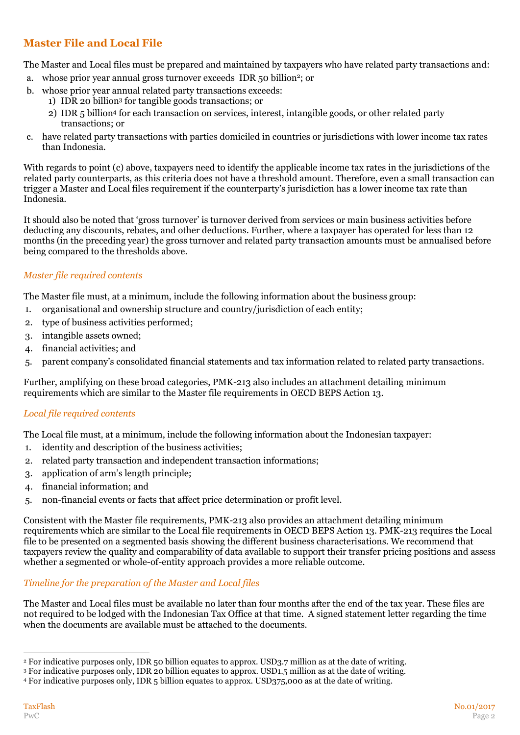## Master File and Local File

The Master and Local files must be prepared and maintained by taxpayers who have related party transactions and:

a. whose prior year annual gross turnover exceeds IDR 50 billion[2]; or
b. whose prior year annual related party transactions exceeds:
   1) IDR 20 billion[3] for tangible goods transactions; or
   2) IDR 5 billion[4] for each transaction on services, interest, intangible goods, or other related party transactions; or
c. have related party transactions with parties domiciled in countries or jurisdictions with lower income tax rates than Indonesia.

With regards to point (c) above, taxpayers need to identify the applicable income tax rates in the jurisdictions of the related party counterparts, as this criteria does not have a threshold amount. Therefore, even a small transaction can trigger a Master and Local files requirement if the counterparty's jurisdiction has a lower income tax rate than Indonesia.

It should also be noted that 'gross turnover' is turnover derived from services or main business activities before deducting any discounts, rebates, and other deductions. Further, where a taxpayer has operated for less than 12 months (in the preceding year) the gross turnover and related party transaction amounts must be annualised before being compared to the thresholds above.

### *Master file required contents*

The Master file must, at a minimum, include the following information about the business group:

1. organisational and ownership structure and country/jurisdiction of each entity;
2. type of business activities performed;
3. intangible assets owned;
4. financial activities; and
5. parent company's consolidated financial statements and tax information related to related party transactions.

Further, amplifying on these broad categories, PMK-213 also includes an attachment detailing minimum requirements which are similar to the Master file requirements in OECD BEPS Action 13.

### *Local file required contents*

The Local file must, at a minimum, include the following information about the Indonesian taxpayer:

1. identity and description of the business activities;
2. related party transaction and independent transaction informations;
3. application of arm's length principle;
4. financial information; and
5. non-financial events or facts that affect price determination or profit level.

Consistent with the Master file requirements, PMK-213 also provides an attachment detailing minimum requirements which are similar to the Local file requirements in OECD BEPS Action 13. PMK-213 requires the Local file to be presented on a segmented basis showing the different business characterisations. We recommend that taxpayers review the quality and comparability of data available to support their transfer pricing positions and assess whether a segmented or whole-of-entity approach provides a more reliable outcome.

### *Timeline for the preparation of the Master and Local files*

The Master and Local files must be available no later than four months after the end of the tax year. These files are not required to be lodged with the Indonesian Tax Office at that time. A signed statement letter regarding the time when the documents are available must be attached to the documents.

---

[2] For indicative purposes only, IDR 50 billion equates to approx. USD3.7 million as at the date of writing.
[3] For indicative purposes only, IDR 20 billion equates to approx. USD1.5 million as at the date of writing.
[4] For indicative purposes only, IDR 5 billion equates to approx. USD375,000 as at the date of writing.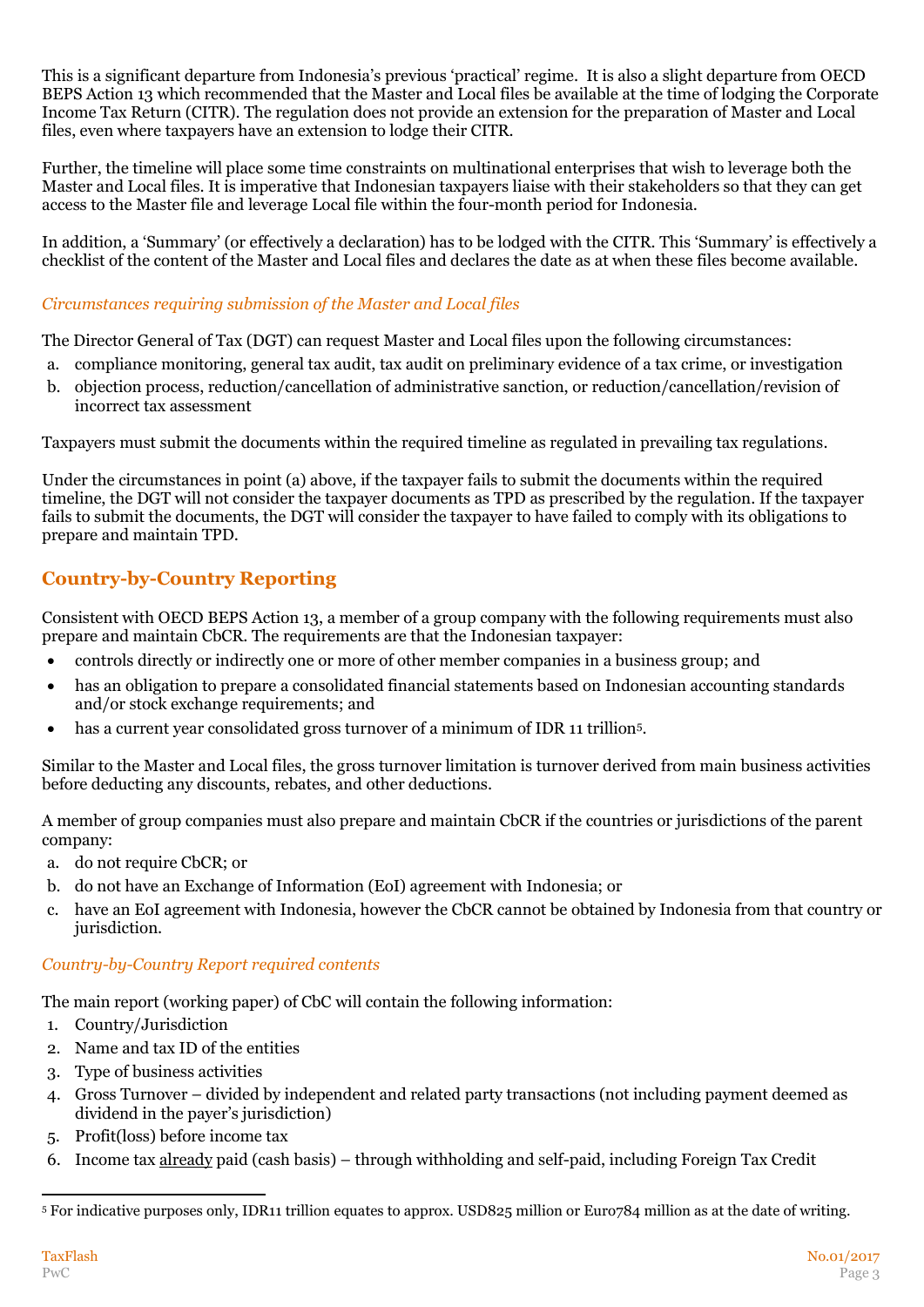This is a significant departure from Indonesia's previous 'practical' regime. It is also a slight departure from OECD BEPS Action 13 which recommended that the Master and Local files be available at the time of lodging the Corporate Income Tax Return (CITR). The regulation does not provide an extension for the preparation of Master and Local files, even where taxpayers have an extension to lodge their CITR.

Further, the timeline will place some time constraints on multinational enterprises that wish to leverage both the Master and Local files. It is imperative that Indonesian taxpayers liaise with their stakeholders so that they can get access to the Master file and leverage Local file within the four-month period for Indonesia.

In addition, a 'Summary' (or effectively a declaration) has to be lodged with the CITR. This 'Summary' is effectively a checklist of the content of the Master and Local files and declares the date as at when these files become available.

### *Circumstances requiring submission of the Master and Local files*

The Director General of Tax (DGT) can request Master and Local files upon the following circumstances:

a. compliance monitoring, general tax audit, tax audit on preliminary evidence of a tax crime, or investigation
b. objection process, reduction/cancellation of administrative sanction, or reduction/cancellation/revision of incorrect tax assessment

Taxpayers must submit the documents within the required timeline as regulated in prevailing tax regulations.

Under the circumstances in point (a) above, if the taxpayer fails to submit the documents within the required timeline, the DGT will not consider the taxpayer documents as TPD as prescribed by the regulation. If the taxpayer fails to submit the documents, the DGT will consider the taxpayer to have failed to comply with its obligations to prepare and maintain TPD.

## Country-by-Country Reporting

Consistent with OECD BEPS Action 13, a member of a group company with the following requirements must also prepare and maintain CbCR. The requirements are that the Indonesian taxpayer:

- controls directly or indirectly one or more of other member companies in a business group; and
- has an obligation to prepare a consolidated financial statements based on Indonesian accounting standards and/or stock exchange requirements; and
- has a current year consolidated gross turnover of a minimum of IDR 11 trillion[5].

Similar to the Master and Local files, the gross turnover limitation is turnover derived from main business activities before deducting any discounts, rebates, and other deductions.

A member of group companies must also prepare and maintain CbCR if the countries or jurisdictions of the parent company:

a. do not require CbCR; or
b. do not have an Exchange of Information (EoI) agreement with Indonesia; or
c. have an EoI agreement with Indonesia, however the CbCR cannot be obtained by Indonesia from that country or jurisdiction.

### *Country-by-Country Report required contents*

The main report (working paper) of CbC will contain the following information:

1. Country/Jurisdiction
2. Name and tax ID of the entities
3. Type of business activities
4. Gross Turnover – divided by independent and related party transactions (not including payment deemed as dividend in the payer's jurisdiction)
5. Profit(loss) before income tax
6. Income tax <u>already</u> paid (cash basis) – through withholding and self-paid, including Foreign Tax Credit

---

[5] For indicative purposes only, IDR11 trillion equates to approx. USD825 million or Euro784 million as at the date of writing.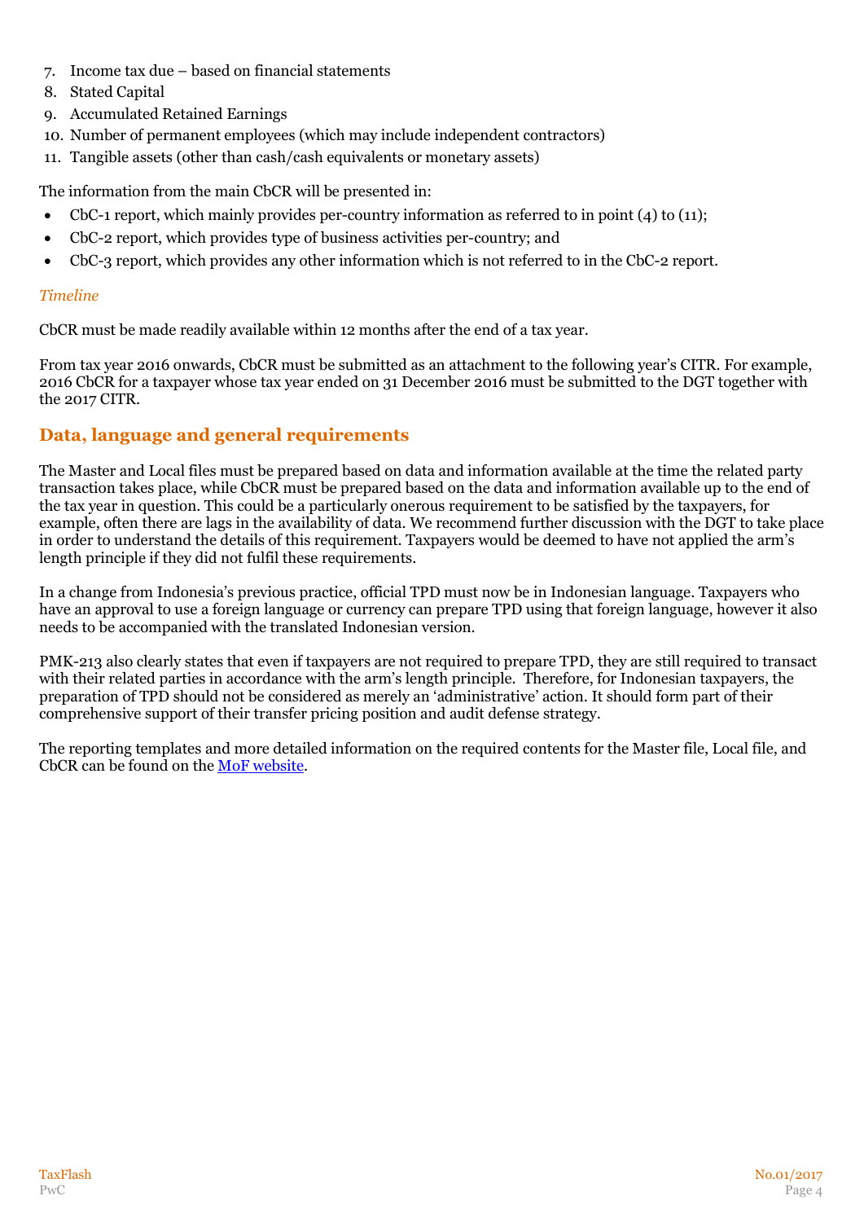7. Income tax due – based on financial statements
8. Stated Capital
9. Accumulated Retained Earnings
10. Number of permanent employees (which may include independent contractors)
11. Tangible assets (other than cash/cash equivalents or monetary assets)

The information from the main CbCR will be presented in:

- CbC-1 report, which mainly provides per-country information as referred to in point (4) to (11);
- CbC-2 report, which provides type of business activities per-country; and
- CbC-3 report, which provides any other information which is not referred to in the CbC-2 report.

*Timeline*

CbCR must be made readily available within 12 months after the end of a tax year.

From tax year 2016 onwards, CbCR must be submitted as an attachment to the following year's CITR. For example, 2016 CbCR for a taxpayer whose tax year ended on 31 December 2016 must be submitted to the DGT together with the 2017 CITR.

## Data, language and general requirements

The Master and Local files must be prepared based on data and information available at the time the related party transaction takes place, while CbCR must be prepared based on the data and information available up to the end of the tax year in question. This could be a particularly onerous requirement to be satisfied by the taxpayers, for example, often there are lags in the availability of data. We recommend further discussion with the DGT to take place in order to understand the details of this requirement. Taxpayers would be deemed to have not applied the arm's length principle if they did not fulfil these requirements.

In a change from Indonesia's previous practice, official TPD must now be in Indonesian language. Taxpayers who have an approval to use a foreign language or currency can prepare TPD using that foreign language, however it also needs to be accompanied with the translated Indonesian version.

PMK-213 also clearly states that even if taxpayers are not required to prepare TPD, they are still required to transact with their related parties in accordance with the arm's length principle. Therefore, for Indonesian taxpayers, the preparation of TPD should not be considered as merely an 'administrative' action. It should form part of their comprehensive support of their transfer pricing position and audit defense strategy.

The reporting templates and more detailed information on the required contents for the Master file, Local file, and CbCR can be found on the MoF website.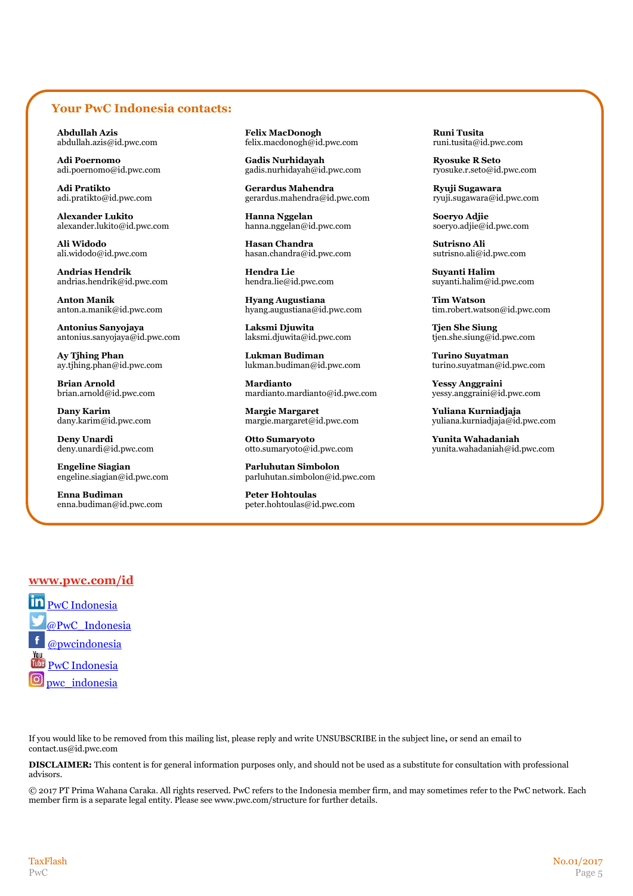## Your PwC Indonesia contacts:

**Abdullah Azis**
abdullah.azis@id.pwc.com

**Adi Poernomo**
adi.poernomo@id.pwc.com

**Adi Pratikto**
adi.pratikto@id.pwc.com

**Alexander Lukito**
alexander.lukito@id.pwc.com

**Ali Widodo**
ali.widodo@id.pwc.com

**Andrias Hendrik**
andrias.hendrik@id.pwc.com

**Anton Manik**
anton.a.manik@id.pwc.com

**Antonius Sanyojaya**
antonius.sanyojaya@id.pwc.com

**Ay Tjhing Phan**
ay.tjhing.phan@id.pwc.com

**Brian Arnold**
brian.arnold@id.pwc.com

**Dany Karim**
dany.karim@id.pwc.com

**Deny Unardi**
deny.unardi@id.pwc.com

**Engeline Siagian**
engeline.siagian@id.pwc.com

**Enna Budiman**
enna.budiman@id.pwc.com

**Felix MacDonogh**
felix.macdonogh@id.pwc.com

**Gadis Nurhidayah**
gadis.nurhidayah@id.pwc.com

**Gerardus Mahendra**
gerardus.mahendra@id.pwc.com

**Hanna Nggelan**
hanna.nggelan@id.pwc.com

**Hasan Chandra**
hasan.chandra@id.pwc.com

**Hendra Lie**
hendra.lie@id.pwc.com

**Hyang Augustiana**
hyang.augustiana@id.pwc.com

**Laksmi Djuwita**
laksmi.djuwita@id.pwc.com

**Lukman Budiman**
lukman.budiman@id.pwc.com

**Mardianto**
mardianto.mardianto@id.pwc.com

**Margie Margaret**
margie.margaret@id.pwc.com

**Otto Sumaryoto**
otto.sumaryoto@id.pwc.com

**Parluhutan Simbolon**
parluhutan.simbolon@id.pwc.com

**Peter Hohtoulas**
peter.hohtoulas@id.pwc.com

**Runi Tusita**
runi.tusita@id.pwc.com

**Ryosuke R Seto**
ryosuke.r.seto@id.pwc.com

**Ryuji Sugawara**
ryuji.sugawara@id.pwc.com

**Soeryo Adjie**
soeryo.adjie@id.pwc.com

**Sutrisno Ali**
sutrisno.ali@id.pwc.com

**Suyanti Halim**
suyanti.halim@id.pwc.com

**Tim Watson**
tim.robert.watson@id.pwc.com

**Tjen She Siung**
tjen.she.siung@id.pwc.com

**Turino Suyatman**
turino.suyatman@id.pwc.com

**Yessy Anggraini**
yessy.anggraini@id.pwc.com

**Yuliana Kurniadjaja**
yuliana.kurniadjaja@id.pwc.com

**Yunita Wahadaniah**
yunita.wahadaniah@id.pwc.com

**www.pwc.com/id**

PwC Indonesia

@PwC_Indonesia

@pwcindonesia

PwC Indonesia

pwc_indonesia

If you would like to be removed from this mailing list, please reply and write UNSUBSCRIBE in the subject line, or send an email to contact.us@id.pwc.com

**DISCLAIMER:** This content is for general information purposes only, and should not be used as a substitute for consultation with professional advisors.

© 2017 PT Prima Wahana Caraka. All rights reserved. PwC refers to the Indonesia member firm, and may sometimes refer to the PwC network. Each member firm is a separate legal entity. Please see www.pwc.com/structure for further details.